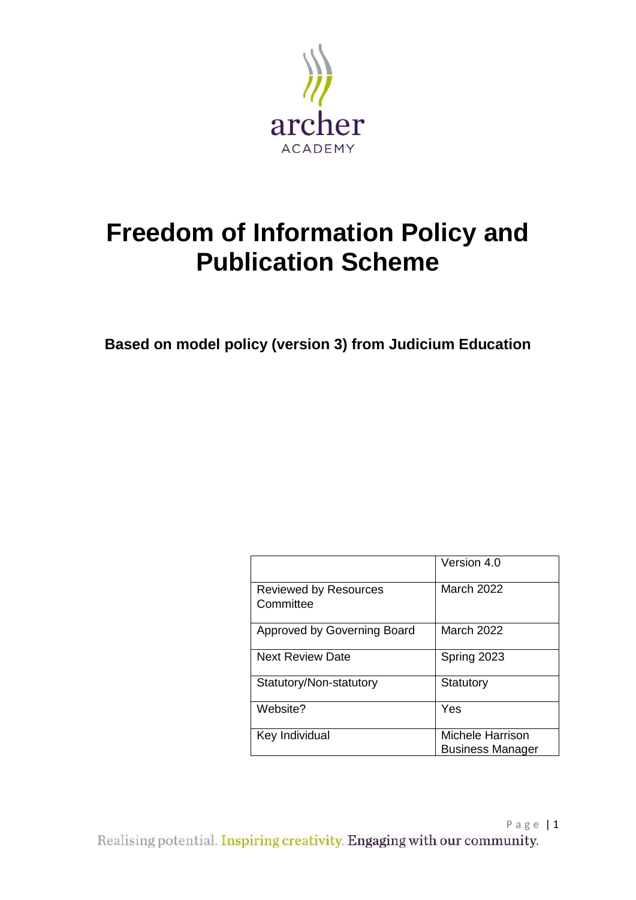archer ACADEMY

# Freedom of Information Policy and Publication Scheme

**Based on model policy (version 3) from Judicium Education**

| | Version 4.0 |
|---|---|
| Reviewed by Resources Committee | March 2022 |
| Approved by Governing Board | March 2022 |
| Next Review Date | Spring 2023 |
| Statutory/Non-statutory | Statutory |
| Website? | Yes |
| Key Individual | Michele Harrison Business Manager |

Realising potential. Inspiring creativity. Engaging with our community.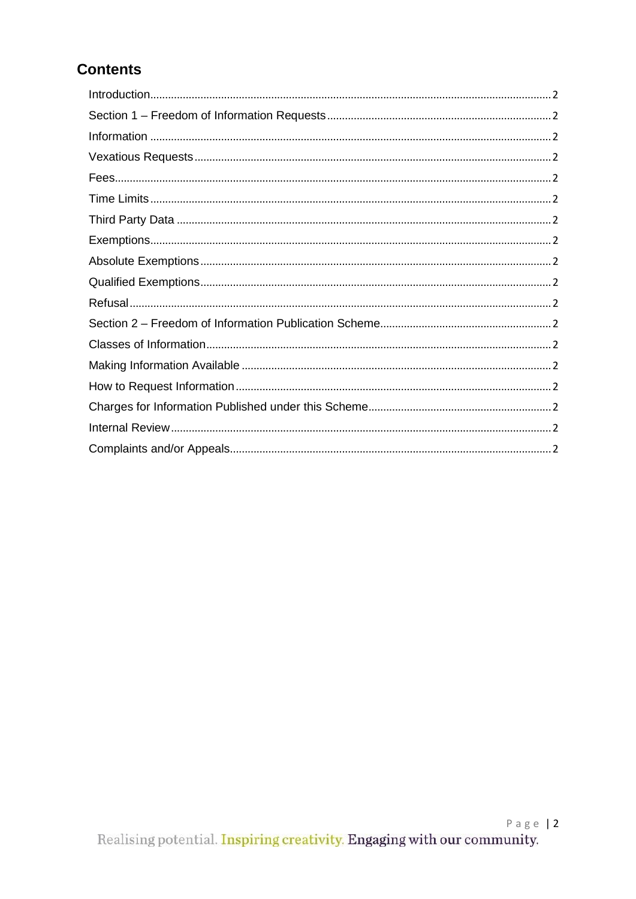# Contents

- Introduction ..... 2
- Section 1 – Freedom of Information Requests ..... 2
- Information ..... 2
- Vexatious Requests ..... 2
- Fees ..... 2
- Time Limits ..... 2
- Third Party Data ..... 2
- Exemptions ..... 2
- Absolute Exemptions ..... 2
- Qualified Exemptions ..... 2
- Refusal ..... 2
- Section 2 – Freedom of Information Publication Scheme ..... 2
- Classes of Information ..... 2
- Making Information Available ..... 2
- How to Request Information ..... 2
- Charges for Information Published under this Scheme ..... 2
- Internal Review ..... 2
- Complaints and/or Appeals ..... 2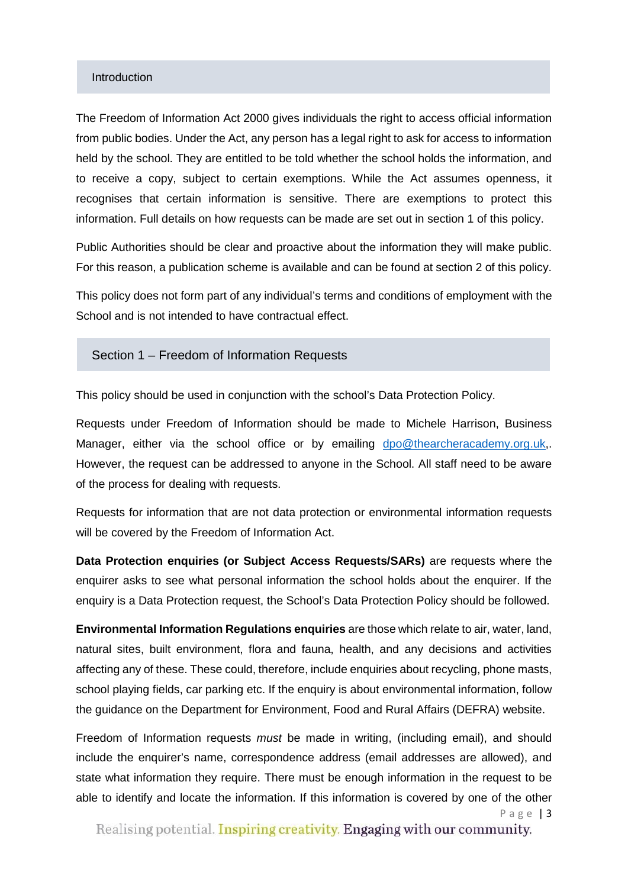## Introduction

The Freedom of Information Act 2000 gives individuals the right to access official information from public bodies. Under the Act, any person has a legal right to ask for access to information held by the school. They are entitled to be told whether the school holds the information, and to receive a copy, subject to certain exemptions. While the Act assumes openness, it recognises that certain information is sensitive. There are exemptions to protect this information. Full details on how requests can be made are set out in section 1 of this policy.

Public Authorities should be clear and proactive about the information they will make public. For this reason, a publication scheme is available and can be found at section 2 of this policy.

This policy does not form part of any individual's terms and conditions of employment with the School and is not intended to have contractual effect.

## Section 1 – Freedom of Information Requests

This policy should be used in conjunction with the school's Data Protection Policy.

Requests under Freedom of Information should be made to Michele Harrison, Business Manager, either via the school office or by emailing dpo@thearcheracademy.org.uk,. However, the request can be addressed to anyone in the School. All staff need to be aware of the process for dealing with requests.

Requests for information that are not data protection or environmental information requests will be covered by the Freedom of Information Act.

**Data Protection enquiries (or Subject Access Requests/SARs)** are requests where the enquirer asks to see what personal information the school holds about the enquirer. If the enquiry is a Data Protection request, the School's Data Protection Policy should be followed.

**Environmental Information Regulations enquiries** are those which relate to air, water, land, natural sites, built environment, flora and fauna, health, and any decisions and activities affecting any of these. These could, therefore, include enquiries about recycling, phone masts, school playing fields, car parking etc. If the enquiry is about environmental information, follow the guidance on the Department for Environment, Food and Rural Affairs (DEFRA) website.

Freedom of Information requests *must* be made in writing, (including email), and should include the enquirer's name, correspondence address (email addresses are allowed), and state what information they require. There must be enough information in the request to be able to identify and locate the information. If this information is covered by one of the other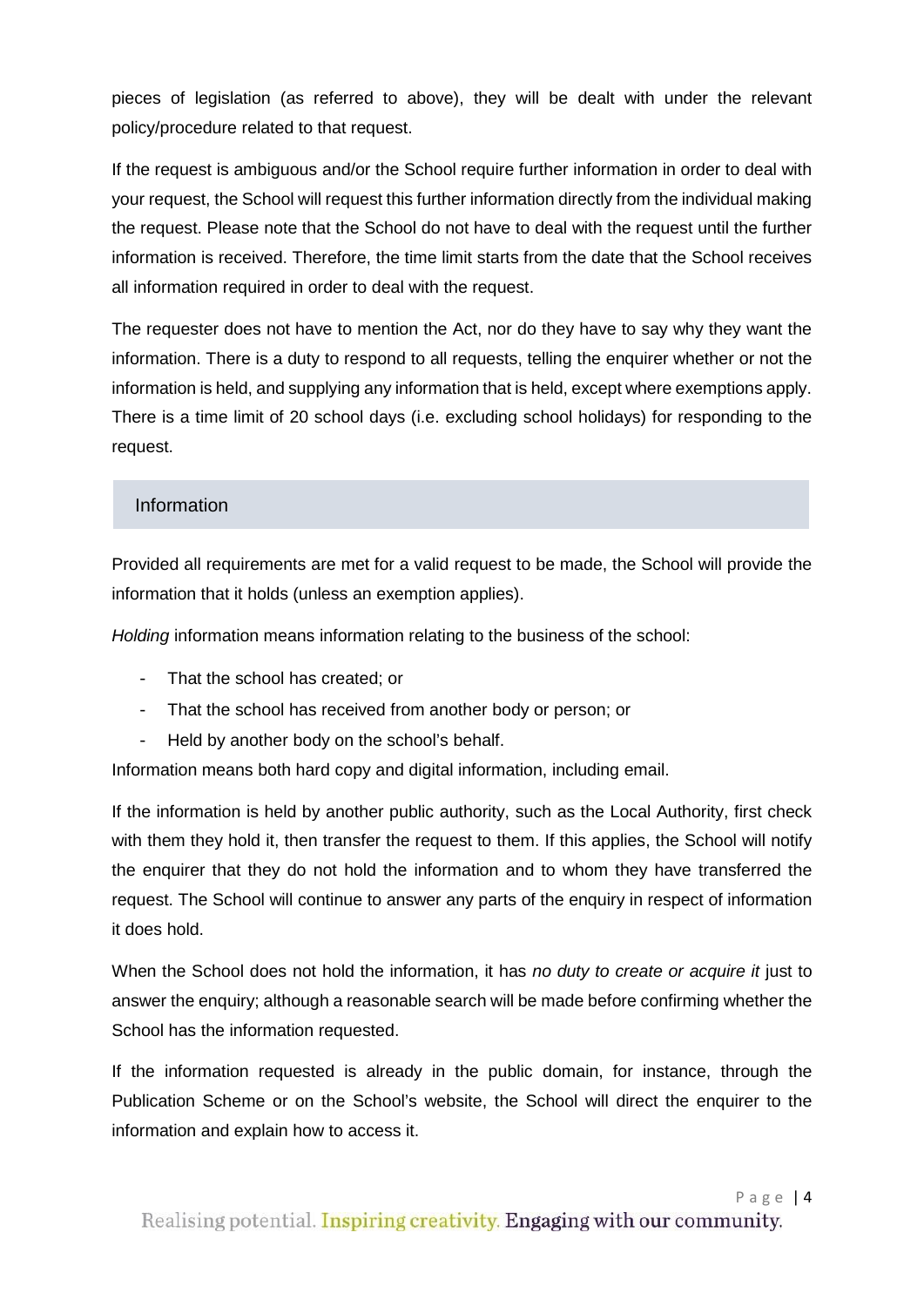pieces of legislation (as referred to above), they will be dealt with under the relevant policy/procedure related to that request.

If the request is ambiguous and/or the School require further information in order to deal with your request, the School will request this further information directly from the individual making the request. Please note that the School do not have to deal with the request until the further information is received. Therefore, the time limit starts from the date that the School receives all information required in order to deal with the request.

The requester does not have to mention the Act, nor do they have to say why they want the information. There is a duty to respond to all requests, telling the enquirer whether or not the information is held, and supplying any information that is held, except where exemptions apply. There is a time limit of 20 school days (i.e. excluding school holidays) for responding to the request.

## Information

Provided all requirements are met for a valid request to be made, the School will provide the information that it holds (unless an exemption applies).

*Holding* information means information relating to the business of the school:

- That the school has created; or
- That the school has received from another body or person; or
- Held by another body on the school's behalf.

Information means both hard copy and digital information, including email.

If the information is held by another public authority, such as the Local Authority, first check with them they hold it, then transfer the request to them. If this applies, the School will notify the enquirer that they do not hold the information and to whom they have transferred the request. The School will continue to answer any parts of the enquiry in respect of information it does hold.

When the School does not hold the information, it has *no duty to create or acquire it* just to answer the enquiry; although a reasonable search will be made before confirming whether the School has the information requested.

If the information requested is already in the public domain, for instance, through the Publication Scheme or on the School's website, the School will direct the enquirer to the information and explain how to access it.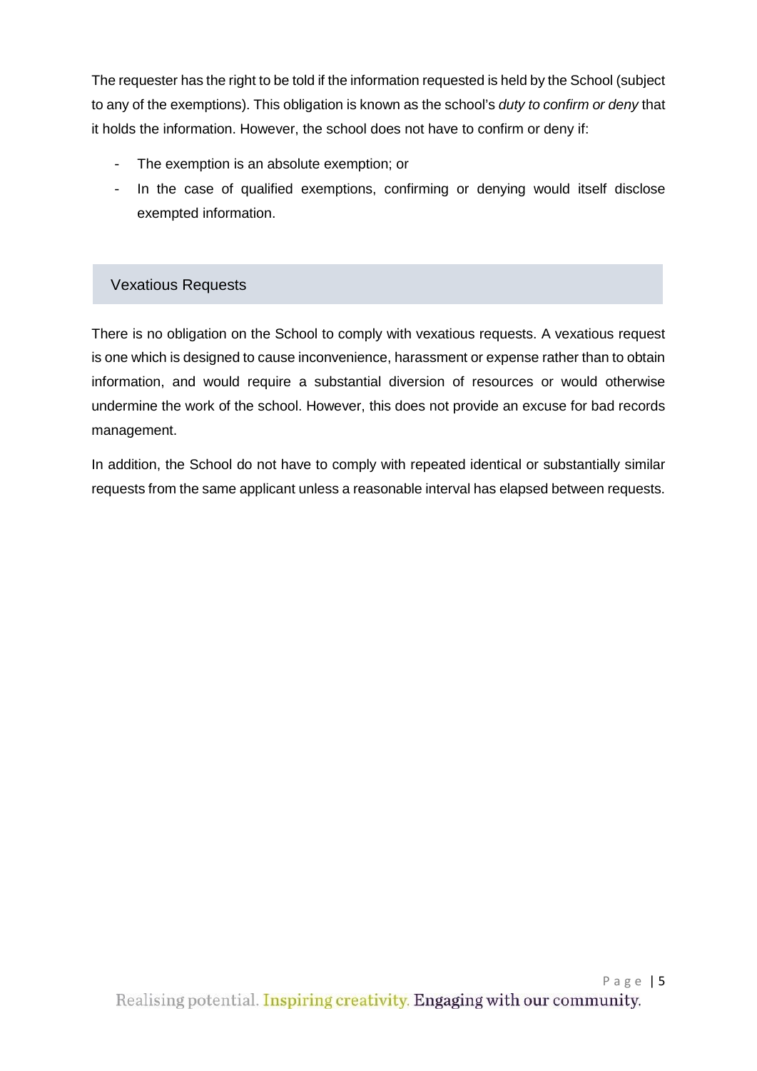The requester has the right to be told if the information requested is held by the School (subject to any of the exemptions). This obligation is known as the school's *duty to confirm or deny* that it holds the information. However, the school does not have to confirm or deny if:

- The exemption is an absolute exemption; or
- In the case of qualified exemptions, confirming or denying would itself disclose exempted information.

## Vexatious Requests

There is no obligation on the School to comply with vexatious requests. A vexatious request is one which is designed to cause inconvenience, harassment or expense rather than to obtain information, and would require a substantial diversion of resources or would otherwise undermine the work of the school. However, this does not provide an excuse for bad records management.

In addition, the School do not have to comply with repeated identical or substantially similar requests from the same applicant unless a reasonable interval has elapsed between requests.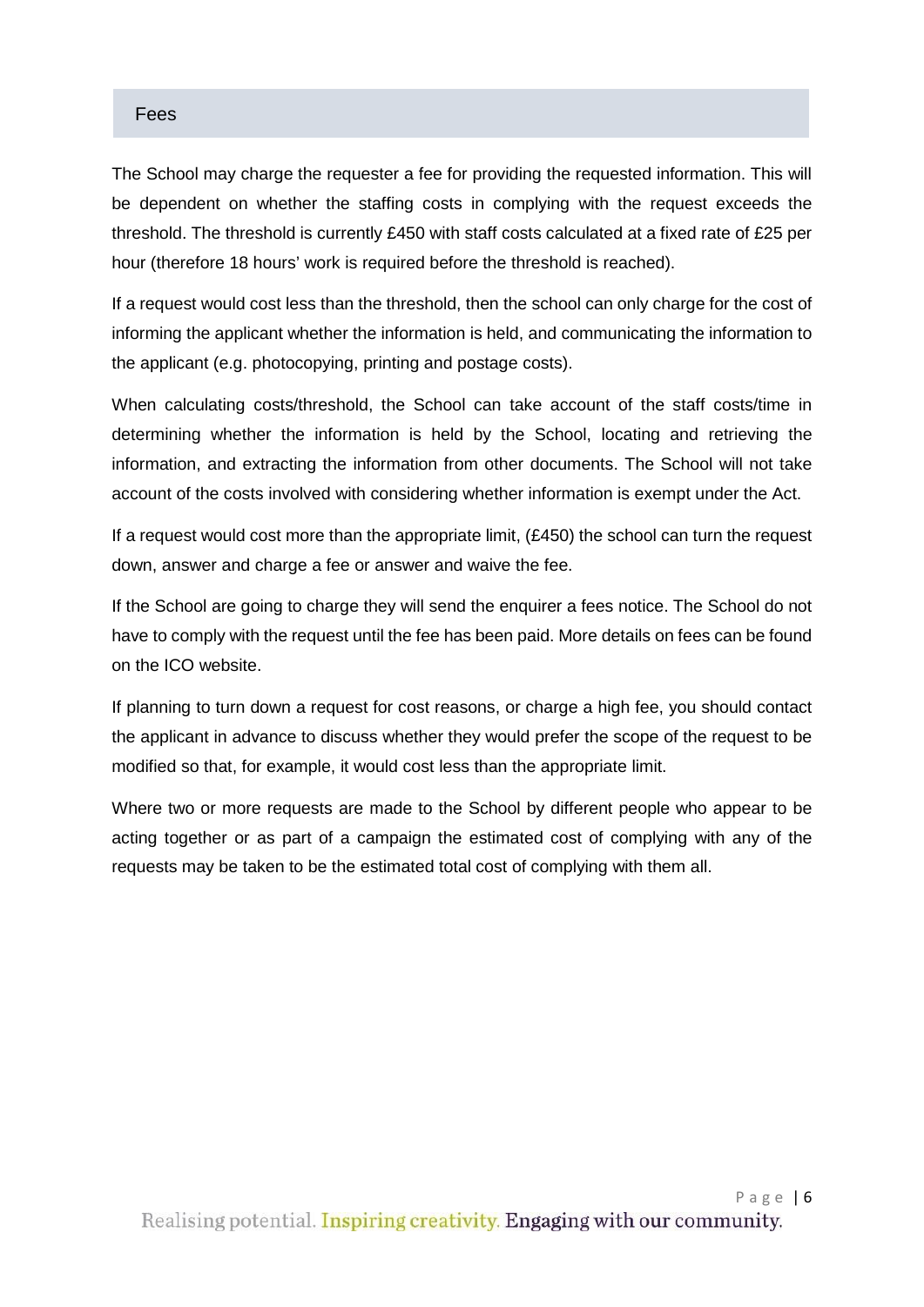## Fees

The School may charge the requester a fee for providing the requested information. This will be dependent on whether the staffing costs in complying with the request exceeds the threshold. The threshold is currently £450 with staff costs calculated at a fixed rate of £25 per hour (therefore 18 hours' work is required before the threshold is reached).

If a request would cost less than the threshold, then the school can only charge for the cost of informing the applicant whether the information is held, and communicating the information to the applicant (e.g. photocopying, printing and postage costs).

When calculating costs/threshold, the School can take account of the staff costs/time in determining whether the information is held by the School, locating and retrieving the information, and extracting the information from other documents. The School will not take account of the costs involved with considering whether information is exempt under the Act.

If a request would cost more than the appropriate limit, (£450) the school can turn the request down, answer and charge a fee or answer and waive the fee.

If the School are going to charge they will send the enquirer a fees notice. The School do not have to comply with the request until the fee has been paid. More details on fees can be found on the ICO website.

If planning to turn down a request for cost reasons, or charge a high fee, you should contact the applicant in advance to discuss whether they would prefer the scope of the request to be modified so that, for example, it would cost less than the appropriate limit.

Where two or more requests are made to the School by different people who appear to be acting together or as part of a campaign the estimated cost of complying with any of the requests may be taken to be the estimated total cost of complying with them all.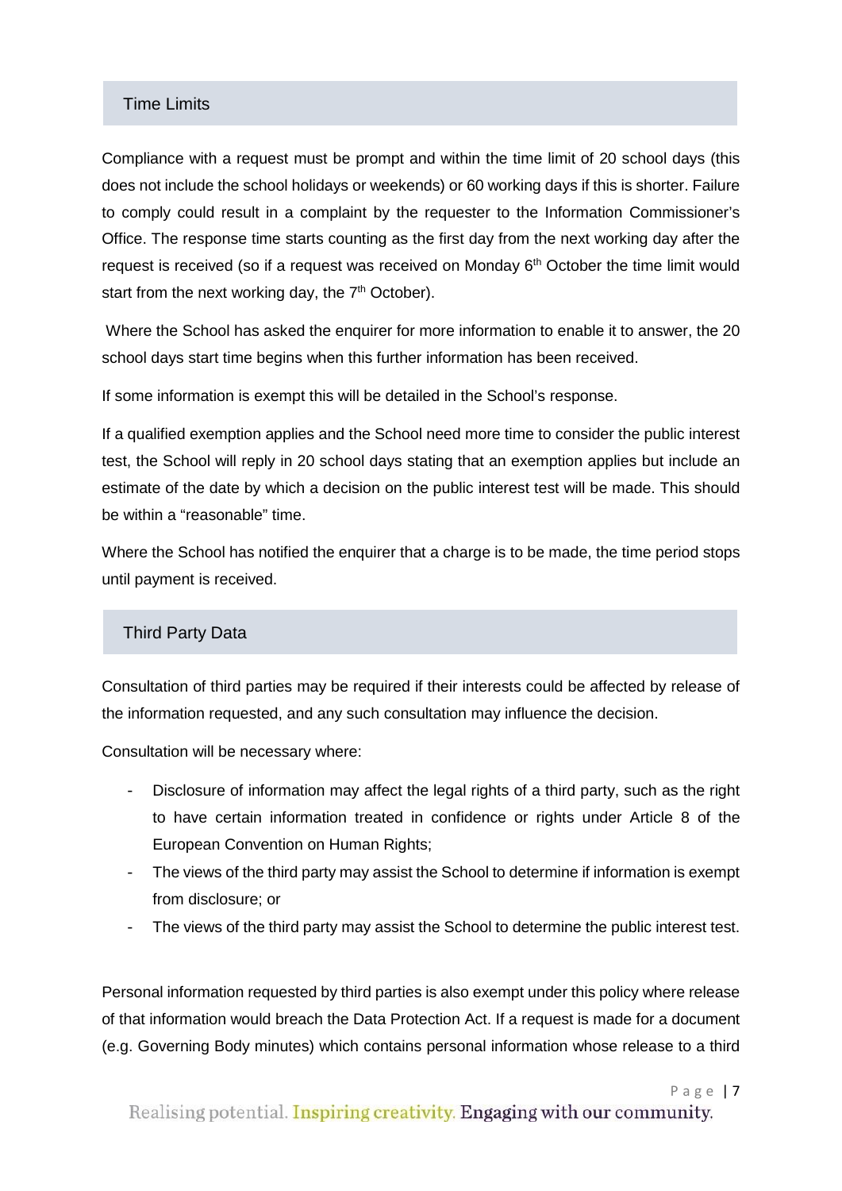## Time Limits

Compliance with a request must be prompt and within the time limit of 20 school days (this does not include the school holidays or weekends) or 60 working days if this is shorter. Failure to comply could result in a complaint by the requester to the Information Commissioner's Office. The response time starts counting as the first day from the next working day after the request is received (so if a request was received on Monday 6th October the time limit would start from the next working day, the 7th October).

Where the School has asked the enquirer for more information to enable it to answer, the 20 school days start time begins when this further information has been received.

If some information is exempt this will be detailed in the School's response.

If a qualified exemption applies and the School need more time to consider the public interest test, the School will reply in 20 school days stating that an exemption applies but include an estimate of the date by which a decision on the public interest test will be made. This should be within a "reasonable" time.

Where the School has notified the enquirer that a charge is to be made, the time period stops until payment is received.

## Third Party Data

Consultation of third parties may be required if their interests could be affected by release of the information requested, and any such consultation may influence the decision.

Consultation will be necessary where:

- Disclosure of information may affect the legal rights of a third party, such as the right to have certain information treated in confidence or rights under Article 8 of the European Convention on Human Rights;
- The views of the third party may assist the School to determine if information is exempt from disclosure; or
- The views of the third party may assist the School to determine the public interest test.

Personal information requested by third parties is also exempt under this policy where release of that information would breach the Data Protection Act. If a request is made for a document (e.g. Governing Body minutes) which contains personal information whose release to a third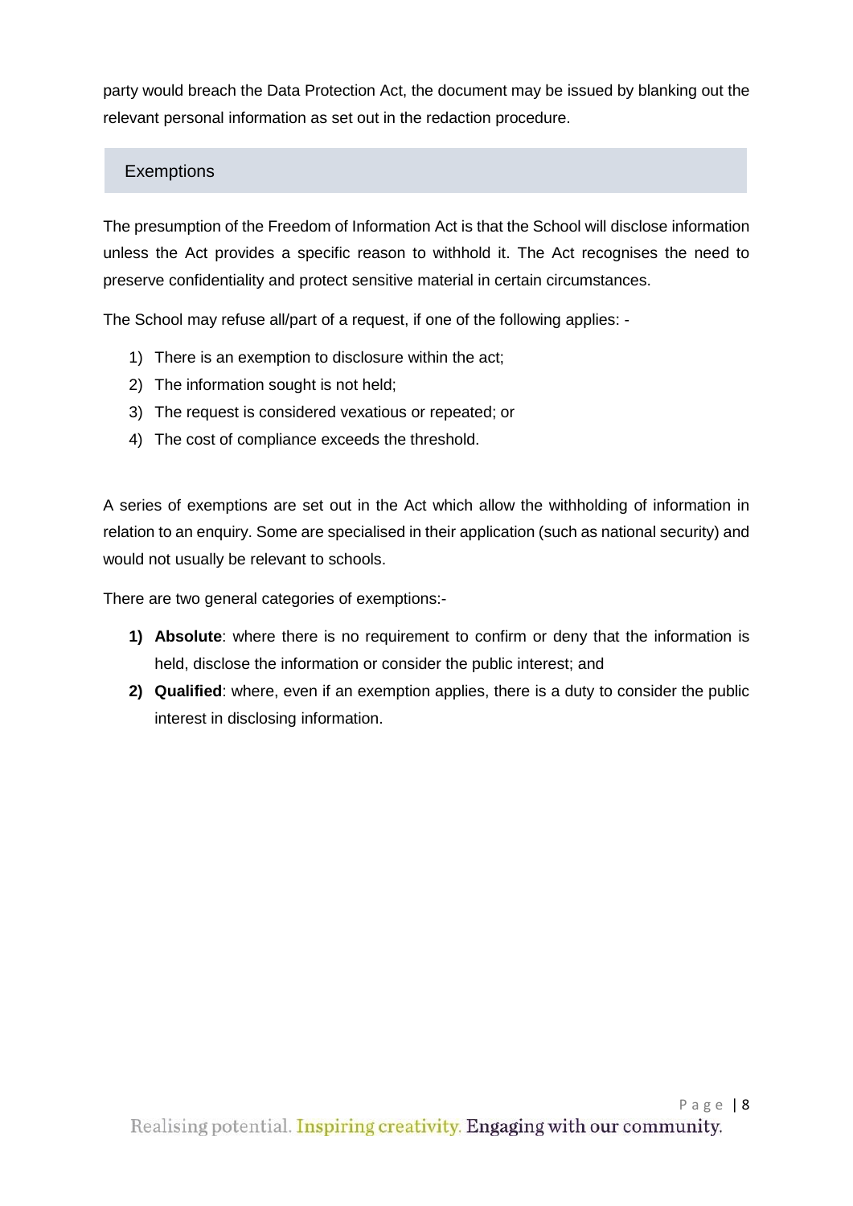party would breach the Data Protection Act, the document may be issued by blanking out the relevant personal information as set out in the redaction procedure.

## Exemptions

The presumption of the Freedom of Information Act is that the School will disclose information unless the Act provides a specific reason to withhold it. The Act recognises the need to preserve confidentiality and protect sensitive material in certain circumstances.

The School may refuse all/part of a request, if one of the following applies: -

1) There is an exemption to disclosure within the act;
2) The information sought is not held;
3) The request is considered vexatious or repeated; or
4) The cost of compliance exceeds the threshold.

A series of exemptions are set out in the Act which allow the withholding of information in relation to an enquiry. Some are specialised in their application (such as national security) and would not usually be relevant to schools.

There are two general categories of exemptions:-

1) **Absolute**: where there is no requirement to confirm or deny that the information is held, disclose the information or consider the public interest; and
2) **Qualified**: where, even if an exemption applies, there is a duty to consider the public interest in disclosing information.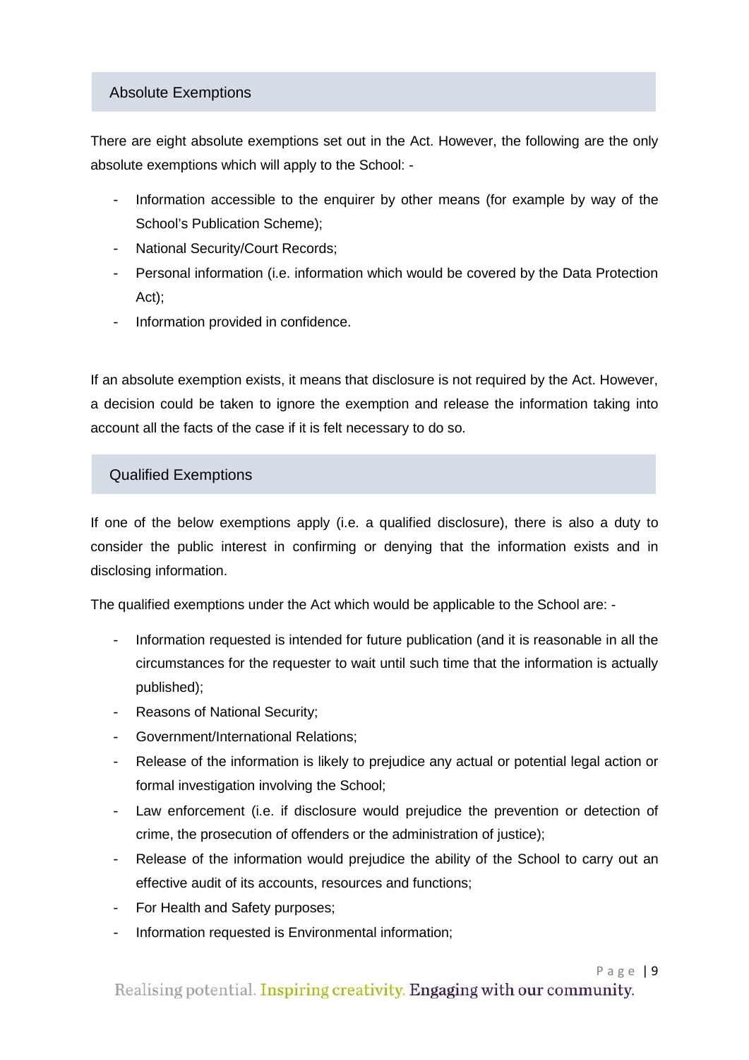## Absolute Exemptions

There are eight absolute exemptions set out in the Act. However, the following are the only absolute exemptions which will apply to the School: -

- Information accessible to the enquirer by other means (for example by way of the School's Publication Scheme);
- National Security/Court Records;
- Personal information (i.e. information which would be covered by the Data Protection Act);
- Information provided in confidence.

If an absolute exemption exists, it means that disclosure is not required by the Act. However, a decision could be taken to ignore the exemption and release the information taking into account all the facts of the case if it is felt necessary to do so.

## Qualified Exemptions

If one of the below exemptions apply (i.e. a qualified disclosure), there is also a duty to consider the public interest in confirming or denying that the information exists and in disclosing information.

The qualified exemptions under the Act which would be applicable to the School are: -

- Information requested is intended for future publication (and it is reasonable in all the circumstances for the requester to wait until such time that the information is actually published);
- Reasons of National Security;
- Government/International Relations;
- Release of the information is likely to prejudice any actual or potential legal action or formal investigation involving the School;
- Law enforcement (i.e. if disclosure would prejudice the prevention or detection of crime, the prosecution of offenders or the administration of justice);
- Release of the information would prejudice the ability of the School to carry out an effective audit of its accounts, resources and functions;
- For Health and Safety purposes;
- Information requested is Environmental information;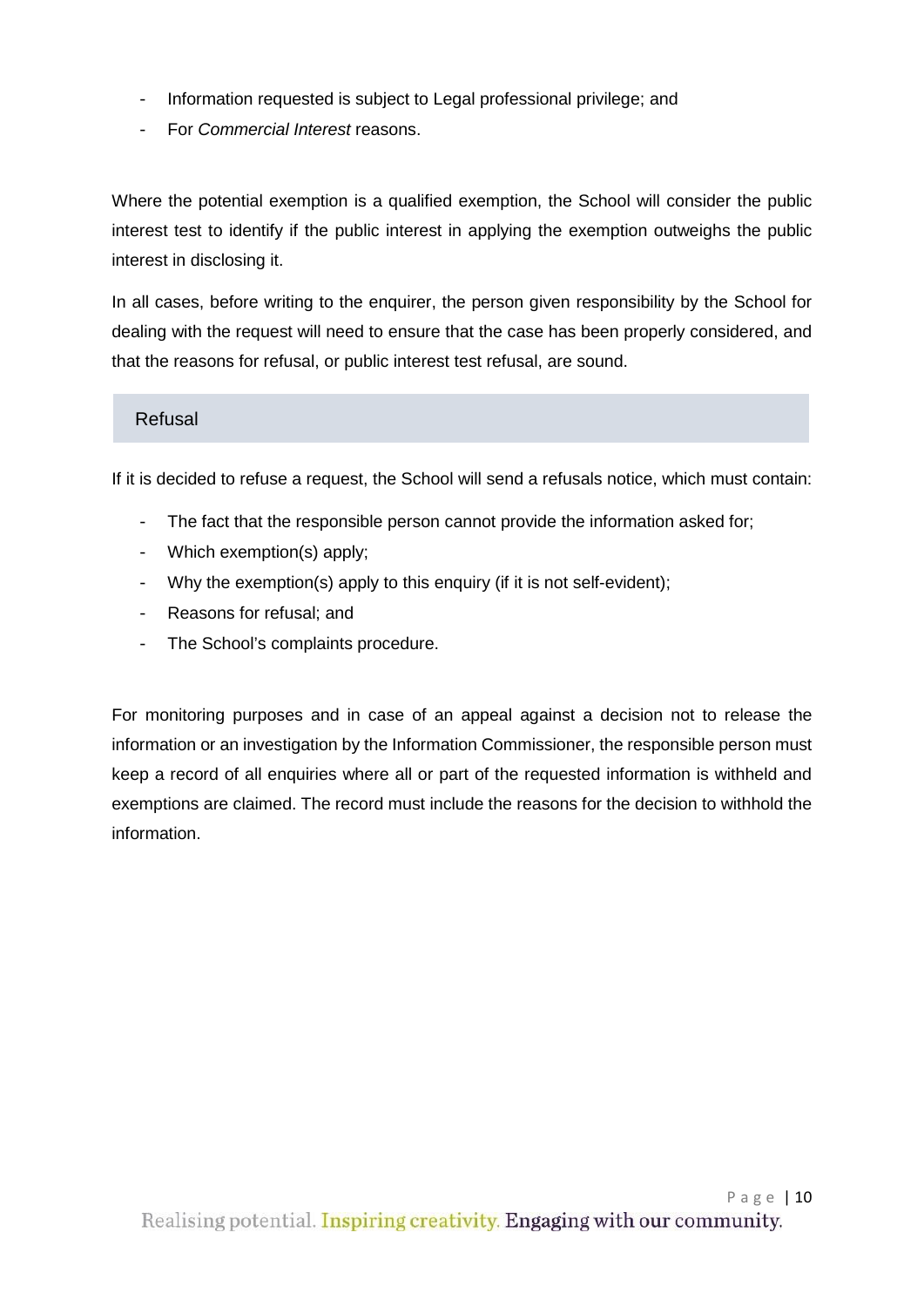- Information requested is subject to Legal professional privilege; and
- For *Commercial Interest* reasons.

Where the potential exemption is a qualified exemption, the School will consider the public interest test to identify if the public interest in applying the exemption outweighs the public interest in disclosing it.

In all cases, before writing to the enquirer, the person given responsibility by the School for dealing with the request will need to ensure that the case has been properly considered, and that the reasons for refusal, or public interest test refusal, are sound.

## Refusal

If it is decided to refuse a request, the School will send a refusals notice, which must contain:

- The fact that the responsible person cannot provide the information asked for;
- Which exemption(s) apply;
- Why the exemption(s) apply to this enquiry (if it is not self-evident);
- Reasons for refusal; and
- The School's complaints procedure.

For monitoring purposes and in case of an appeal against a decision not to release the information or an investigation by the Information Commissioner, the responsible person must keep a record of all enquiries where all or part of the requested information is withheld and exemptions are claimed. The record must include the reasons for the decision to withhold the information.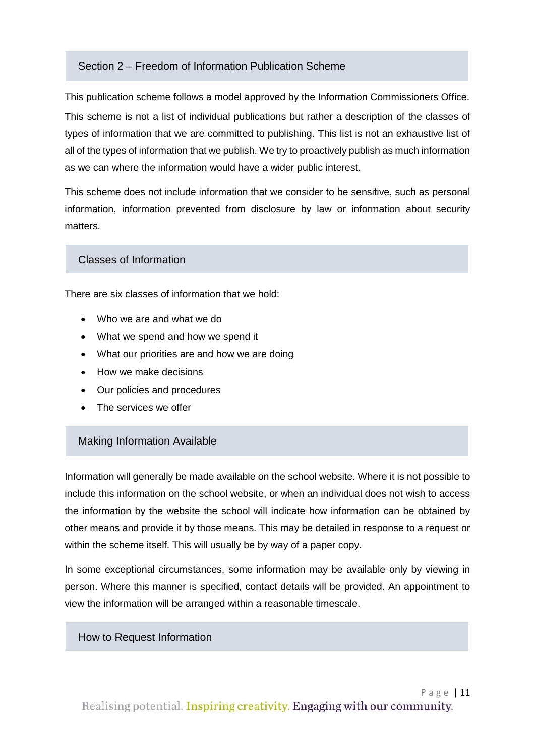## Section 2 – Freedom of Information Publication Scheme

This publication scheme follows a model approved by the Information Commissioners Office.

This scheme is not a list of individual publications but rather a description of the classes of types of information that we are committed to publishing. This list is not an exhaustive list of all of the types of information that we publish. We try to proactively publish as much information as we can where the information would have a wider public interest.

This scheme does not include information that we consider to be sensitive, such as personal information, information prevented from disclosure by law or information about security matters.

## Classes of Information

There are six classes of information that we hold:

- Who we are and what we do
- What we spend and how we spend it
- What our priorities are and how we are doing
- How we make decisions
- Our policies and procedures
- The services we offer

## Making Information Available

Information will generally be made available on the school website. Where it is not possible to include this information on the school website, or when an individual does not wish to access the information by the website the school will indicate how information can be obtained by other means and provide it by those means. This may be detailed in response to a request or within the scheme itself. This will usually be by way of a paper copy.

In some exceptional circumstances, some information may be available only by viewing in person. Where this manner is specified, contact details will be provided. An appointment to view the information will be arranged within a reasonable timescale.

## How to Request Information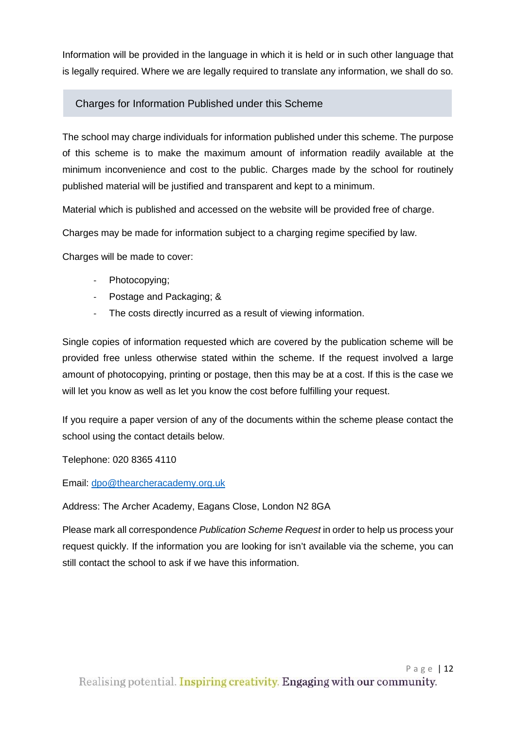Information will be provided in the language in which it is held or in such other language that is legally required. Where we are legally required to translate any information, we shall do so.

## Charges for Information Published under this Scheme

The school may charge individuals for information published under this scheme. The purpose of this scheme is to make the maximum amount of information readily available at the minimum inconvenience and cost to the public. Charges made by the school for routinely published material will be justified and transparent and kept to a minimum.

Material which is published and accessed on the website will be provided free of charge.

Charges may be made for information subject to a charging regime specified by law.

Charges will be made to cover:

- Photocopying;
- Postage and Packaging; &
- The costs directly incurred as a result of viewing information.

Single copies of information requested which are covered by the publication scheme will be provided free unless otherwise stated within the scheme. If the request involved a large amount of photocopying, printing or postage, then this may be at a cost. If this is the case we will let you know as well as let you know the cost before fulfilling your request.

If you require a paper version of any of the documents within the scheme please contact the school using the contact details below.

Telephone: 020 8365 4110

Email: dpo@thearcheracademy.org.uk

Address: The Archer Academy, Eagans Close, London N2 8GA

Please mark all correspondence *Publication Scheme Request* in order to help us process your request quickly. If the information you are looking for isn't available via the scheme, you can still contact the school to ask if we have this information.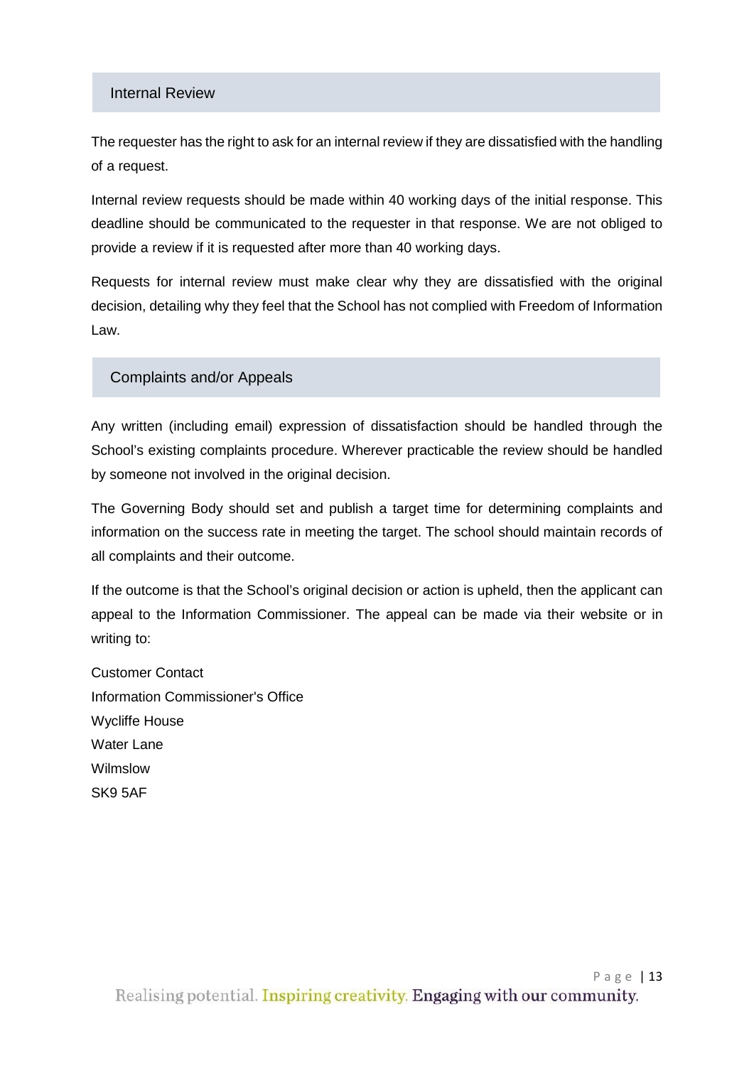## Internal Review

The requester has the right to ask for an internal review if they are dissatisfied with the handling of a request.

Internal review requests should be made within 40 working days of the initial response. This deadline should be communicated to the requester in that response. We are not obliged to provide a review if it is requested after more than 40 working days.

Requests for internal review must make clear why they are dissatisfied with the original decision, detailing why they feel that the School has not complied with Freedom of Information Law.

## Complaints and/or Appeals

Any written (including email) expression of dissatisfaction should be handled through the School's existing complaints procedure. Wherever practicable the review should be handled by someone not involved in the original decision.

The Governing Body should set and publish a target time for determining complaints and information on the success rate in meeting the target. The school should maintain records of all complaints and their outcome.

If the outcome is that the School's original decision or action is upheld, then the applicant can appeal to the Information Commissioner. The appeal can be made via their website or in writing to:

Customer Contact
Information Commissioner's Office
Wycliffe House
Water Lane
Wilmslow
SK9 5AF